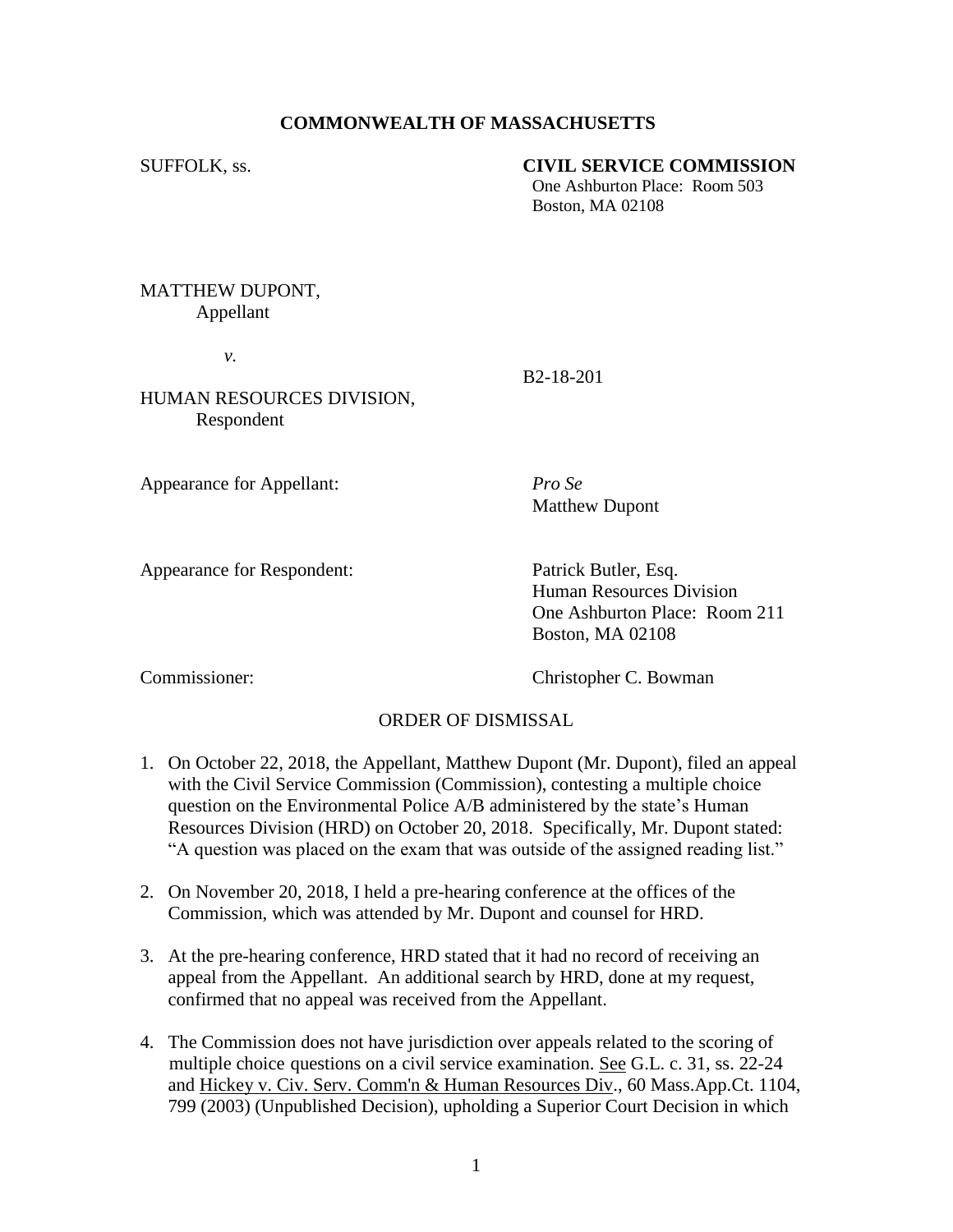**COMMONWEALTH OF MASSACHUSETTS**

SUFFOLK, ss.

**CIVIL SERVICE COMMISSION**
One Ashburton Place: Room 503
Boston, MA 02108

MATTHEW DUPONT,
Appellant

*v.*

B2-18-201

HUMAN RESOURCES DIVISION,
Respondent

Appearance for Appellant: *Pro Se*
Matthew Dupont

Appearance for Respondent: Patrick Butler, Esq.
Human Resources Division
One Ashburton Place: Room 211
Boston, MA 02108

Commissioner: Christopher C. Bowman

ORDER OF DISMISSAL

1. On October 22, 2018, the Appellant, Matthew Dupont (Mr. Dupont), filed an appeal with the Civil Service Commission (Commission), contesting a multiple choice question on the Environmental Police A/B administered by the state's Human Resources Division (HRD) on October 20, 2018. Specifically, Mr. Dupont stated: "A question was placed on the exam that was outside of the assigned reading list."

2. On November 20, 2018, I held a pre-hearing conference at the offices of the Commission, which was attended by Mr. Dupont and counsel for HRD.

3. At the pre-hearing conference, HRD stated that it had no record of receiving an appeal from the Appellant. An additional search by HRD, done at my request, confirmed that no appeal was received from the Appellant.

4. The Commission does not have jurisdiction over appeals related to the scoring of multiple choice questions on a civil service examination. See G.L. c. 31, ss. 22-24 and Hickey v. Civ. Serv. Comm'n & Human Resources Div., 60 Mass.App.Ct. 1104, 799 (2003) (Unpublished Decision), upholding a Superior Court Decision in which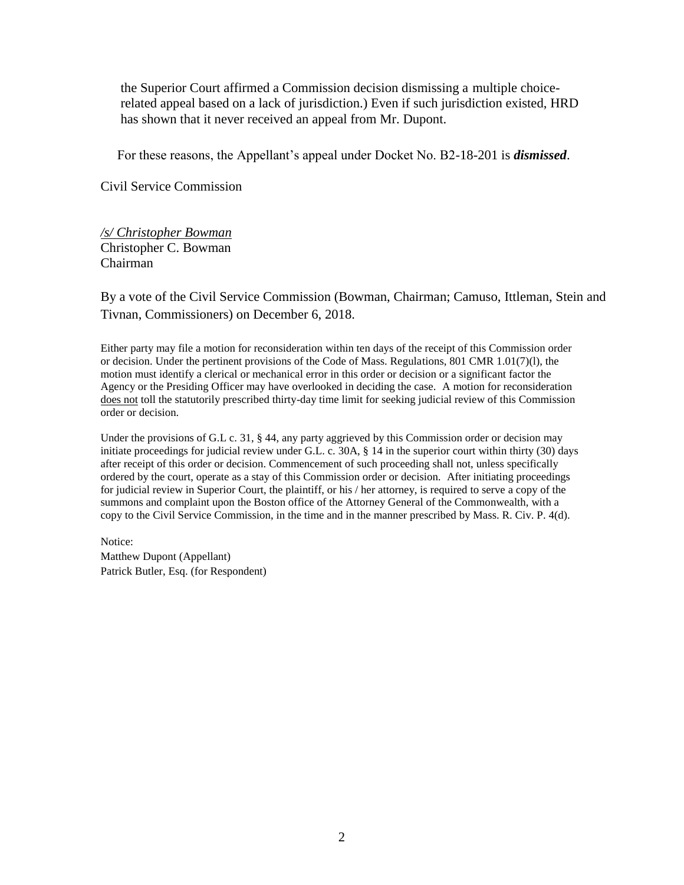the Superior Court affirmed a Commission decision dismissing a multiple choice-related appeal based on a lack of jurisdiction.) Even if such jurisdiction existed, HRD has shown that it never received an appeal from Mr. Dupont.

For these reasons, the Appellant's appeal under Docket No. B2-18-201 is ***dismissed***.

Civil Service Commission

*/s/ Christopher Bowman*
Christopher C. Bowman
Chairman

By a vote of the Civil Service Commission (Bowman, Chairman; Camuso, Ittleman, Stein and Tivnan, Commissioners) on December 6, 2018.

Either party may file a motion for reconsideration within ten days of the receipt of this Commission order or decision. Under the pertinent provisions of the Code of Mass. Regulations, 801 CMR 1.01(7)(l), the motion must identify a clerical or mechanical error in this order or decision or a significant factor the Agency or the Presiding Officer may have overlooked in deciding the case. A motion for reconsideration does not toll the statutorily prescribed thirty-day time limit for seeking judicial review of this Commission order or decision.

Under the provisions of G.L c. 31, § 44, any party aggrieved by this Commission order or decision may initiate proceedings for judicial review under G.L. c. 30A, § 14 in the superior court within thirty (30) days after receipt of this order or decision. Commencement of such proceeding shall not, unless specifically ordered by the court, operate as a stay of this Commission order or decision. After initiating proceedings for judicial review in Superior Court, the plaintiff, or his / her attorney, is required to serve a copy of the summons and complaint upon the Boston office of the Attorney General of the Commonwealth, with a copy to the Civil Service Commission, in the time and in the manner prescribed by Mass. R. Civ. P. 4(d).

Notice:
Matthew Dupont (Appellant)
Patrick Butler, Esq. (for Respondent)